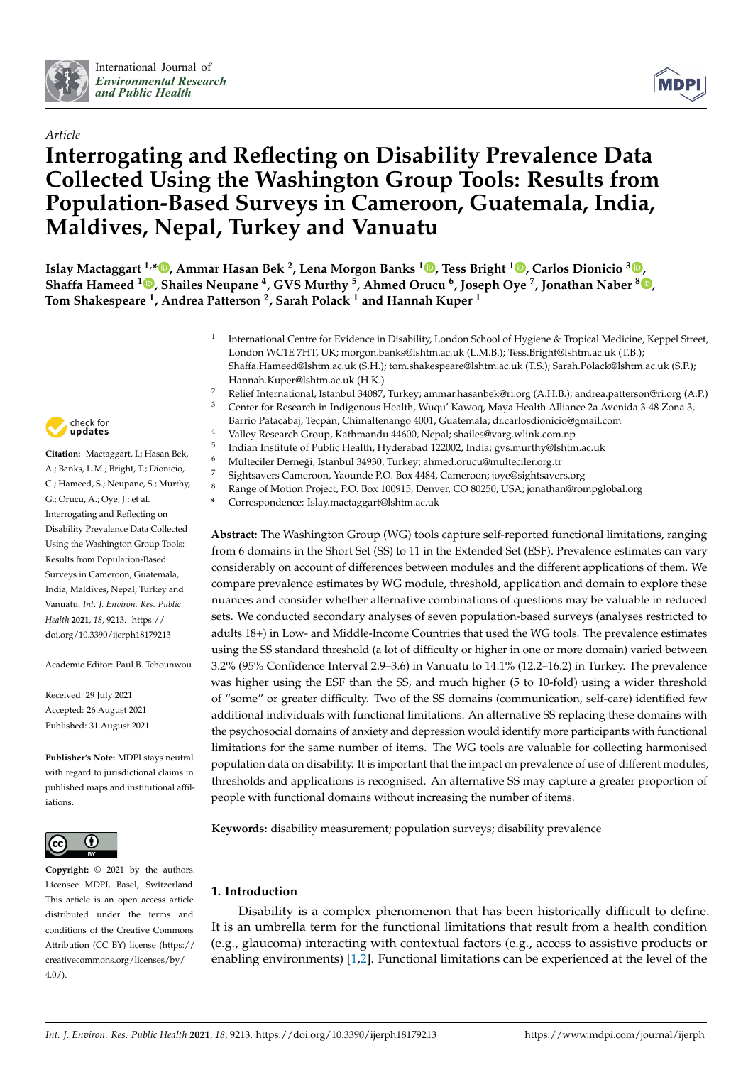*Article*

# Interrogating and Reflecting on Disability Prevalence Data Collected Using the Washington Group Tools: Results from Population-Based Surveys in Cameroon, Guatemala, India, Maldives, Nepal, Turkey and Vanuatu

**Islay Mactaggart [1,*], Ammar Hasan Bek [2], Lena Morgon Banks [1], Tess Bright [1], Carlos Dionicio [3], Shaffa Hameed [1], Shailes Neupane [4], GVS Murthy [5], Ahmed Orucu [6], Joseph Oye [7], Jonathan Naber [8], Tom Shakespeare [1], Andrea Patterson [2], Sarah Polack [1] and Hannah Kuper [1]**

1. International Centre for Evidence in Disability, London School of Hygiene & Tropical Medicine, Keppel Street, London WC1E 7HT, UK; morgon.banks@lshtm.ac.uk (L.M.B.); Tess.Bright@lshtm.ac.uk (T.B.); Shaffa.Hameed@lshtm.ac.uk (S.H.); tom.shakespeare@lshtm.ac.uk (T.S.); Sarah.Polack@lshtm.ac.uk (S.P.); Hannah.Kuper@lshtm.ac.uk (H.K.)
2. Relief International, Istanbul 34087, Turkey; ammar.hasanbek@ri.org (A.H.B.); andrea.patterson@ri.org (A.P.)
3. Center for Research in Indigenous Health, Wuqu' Kawoq, Maya Health Alliance 2a Avenida 3-48 Zona 3, Barrio Patacabaj, Tecpán, Chimaltenango 4001, Guatemala; dr.carlosdionicio@gmail.com
4. Valley Research Group, Kathmandu 44600, Nepal; shailes@varg.wlink.com.np
5. Indian Institute of Public Health, Hyderabad 122002, India; gvs.murthy@lshtm.ac.uk
6. Mülteciler Derneği, Istanbul 34930, Turkey; ahmed.orucu@multeciler.org.tr
7. Sightsavers Cameroon, Yaounde P.O. Box 4484, Cameroon; joye@sightsavers.org
8. Range of Motion Project, P.O. Box 100915, Denver, CO 80250, USA; jonathan@rompglobal.org

\* Correspondence: Islay.mactaggart@lshtm.ac.uk

**Citation:** Mactaggart, I.; Hasan Bek, A.; Banks, L.M.; Bright, T.; Dionicio, C.; Hameed, S.; Neupane, S.; Murthy, G.; Orucu, A.; Oye, J.; et al. Interrogating and Reflecting on Disability Prevalence Data Collected Using the Washington Group Tools: Results from Population-Based Surveys in Cameroon, Guatemala, India, Maldives, Nepal, Turkey and Vanuatu. *Int. J. Environ. Res. Public Health* **2021**, *18*, 9213. https://doi.org/10.3390/ijerph18179213

Academic Editor: Paul B. Tchounwou

Received: 29 July 2021
Accepted: 26 August 2021
Published: 31 August 2021

**Publisher's Note:** MDPI stays neutral with regard to jurisdictional claims in published maps and institutional affiliations.

**Copyright:** © 2021 by the authors. Licensee MDPI, Basel, Switzerland. This article is an open access article distributed under the terms and conditions of the Creative Commons Attribution (CC BY) license (https://creativecommons.org/licenses/by/4.0/).

**Abstract:** The Washington Group (WG) tools capture self-reported functional limitations, ranging from 6 domains in the Short Set (SS) to 11 in the Extended Set (ESF). Prevalence estimates can vary considerably on account of differences between modules and the different applications of them. We compare prevalence estimates by WG module, threshold, application and domain to explore these nuances and consider whether alternative combinations of questions may be valuable in reduced sets. We conducted secondary analyses of seven population-based surveys (analyses restricted to adults 18+) in Low- and Middle-Income Countries that used the WG tools. The prevalence estimates using the SS standard threshold (a lot of difficulty or higher in one or more domain) varied between 3.2% (95% Confidence Interval 2.9–3.6) in Vanuatu to 14.1% (12.2–16.2) in Turkey. The prevalence was higher using the ESF than the SS, and much higher (5 to 10-fold) using a wider threshold of "some" or greater difficulty. Two of the SS domains (communication, self-care) identified few additional individuals with functional limitations. An alternative SS replacing these domains with the psychosocial domains of anxiety and depression would identify more participants with functional limitations for the same number of items. The WG tools are valuable for collecting harmonised population data on disability. It is important that the impact on prevalence of use of different modules, thresholds and applications is recognised. An alternative SS may capture a greater proportion of people with functional domains without increasing the number of items.

**Keywords:** disability measurement; population surveys; disability prevalence

## 1. Introduction

Disability is a complex phenomenon that has been historically difficult to define. It is an umbrella term for the functional limitations that result from a health condition (e.g., glaucoma) interacting with contextual factors (e.g., access to assistive products or enabling environments) [1,2]. Functional limitations can be experienced at the level of the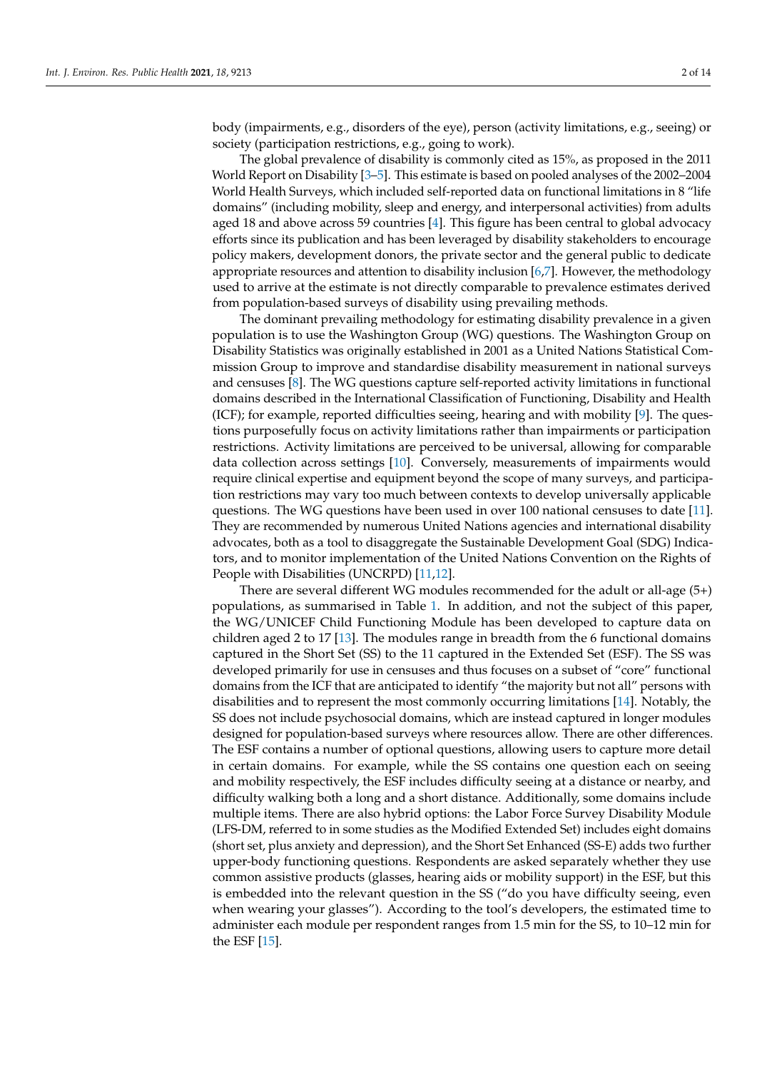body (impairments, e.g., disorders of the eye), person (activity limitations, e.g., seeing) or society (participation restrictions, e.g., going to work).

The global prevalence of disability is commonly cited as 15%, as proposed in the 2011 World Report on Disability [3–5]. This estimate is based on pooled analyses of the 2002–2004 World Health Surveys, which included self-reported data on functional limitations in 8 "life domains" (including mobility, sleep and energy, and interpersonal activities) from adults aged 18 and above across 59 countries [4]. This figure has been central to global advocacy efforts since its publication and has been leveraged by disability stakeholders to encourage policy makers, development donors, the private sector and the general public to dedicate appropriate resources and attention to disability inclusion [6,7]. However, the methodology used to arrive at the estimate is not directly comparable to prevalence estimates derived from population-based surveys of disability using prevailing methods.

The dominant prevailing methodology for estimating disability prevalence in a given population is to use the Washington Group (WG) questions. The Washington Group on Disability Statistics was originally established in 2001 as a United Nations Statistical Commission Group to improve and standardise disability measurement in national surveys and censuses [8]. The WG questions capture self-reported activity limitations in functional domains described in the International Classification of Functioning, Disability and Health (ICF); for example, reported difficulties seeing, hearing and with mobility [9]. The questions purposefully focus on activity limitations rather than impairments or participation restrictions. Activity limitations are perceived to be universal, allowing for comparable data collection across settings [10]. Conversely, measurements of impairments would require clinical expertise and equipment beyond the scope of many surveys, and participation restrictions may vary too much between contexts to develop universally applicable questions. The WG questions have been used in over 100 national censuses to date [11]. They are recommended by numerous United Nations agencies and international disability advocates, both as a tool to disaggregate the Sustainable Development Goal (SDG) Indicators, and to monitor implementation of the United Nations Convention on the Rights of People with Disabilities (UNCRPD) [11,12].

There are several different WG modules recommended for the adult or all-age (5+) populations, as summarised in Table 1. In addition, and not the subject of this paper, the WG/UNICEF Child Functioning Module has been developed to capture data on children aged 2 to 17 [13]. The modules range in breadth from the 6 functional domains captured in the Short Set (SS) to the 11 captured in the Extended Set (ESF). The SS was developed primarily for use in censuses and thus focuses on a subset of "core" functional domains from the ICF that are anticipated to identify "the majority but not all" persons with disabilities and to represent the most commonly occurring limitations [14]. Notably, the SS does not include psychosocial domains, which are instead captured in longer modules designed for population-based surveys where resources allow. There are other differences. The ESF contains a number of optional questions, allowing users to capture more detail in certain domains. For example, while the SS contains one question each on seeing and mobility respectively, the ESF includes difficulty seeing at a distance or nearby, and difficulty walking both a long and a short distance. Additionally, some domains include multiple items. There are also hybrid options: the Labor Force Survey Disability Module (LFS-DM, referred to in some studies as the Modified Extended Set) includes eight domains (short set, plus anxiety and depression), and the Short Set Enhanced (SS-E) adds two further upper-body functioning questions. Respondents are asked separately whether they use common assistive products (glasses, hearing aids or mobility support) in the ESF, but this is embedded into the relevant question in the SS ("do you have difficulty seeing, even when wearing your glasses"). According to the tool's developers, the estimated time to administer each module per respondent ranges from 1.5 min for the SS, to 10–12 min for the ESF [15].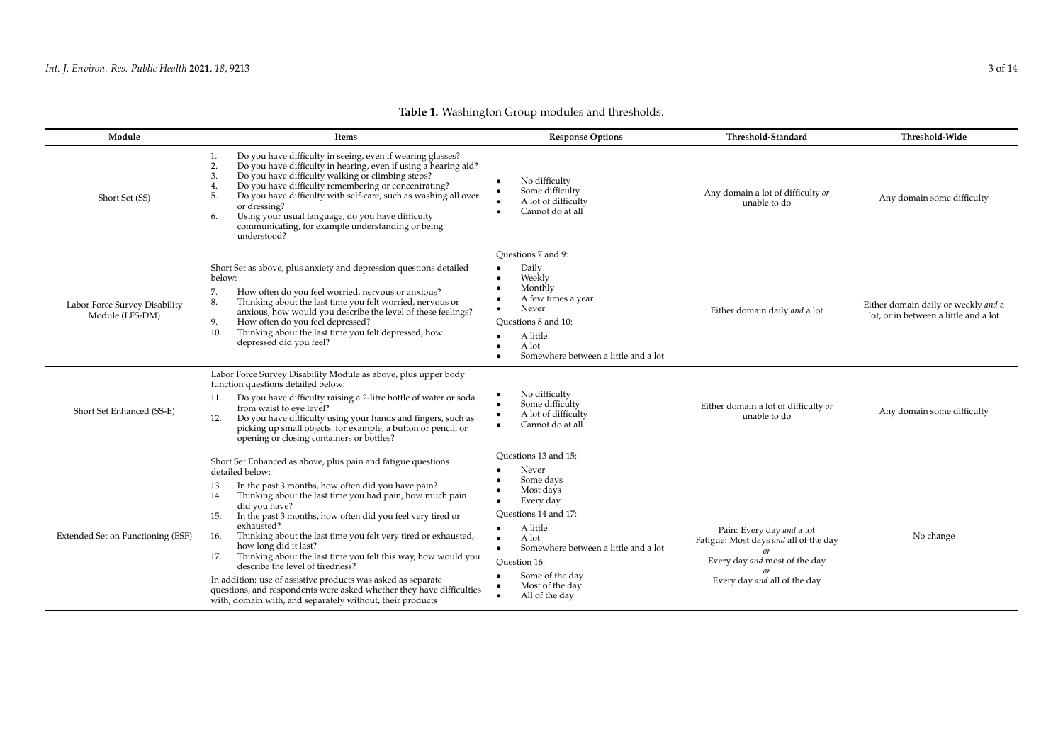**Table 1.** Washington Group modules and thresholds.

| Module | Items | Response Options | Threshold-Standard | Threshold-Wide |
|---|---|---|---|---|
| Short Set (SS) | 1. Do you have difficulty in seeing, even if wearing glasses?<br>2. Do you have difficulty in hearing, even if using a hearing aid?<br>3. Do you have difficulty walking or climbing steps?<br>4. Do you have difficulty remembering or concentrating?<br>5. Do you have difficulty with self-care, such as washing all over or dressing?<br>6. Using your usual language, do you have difficulty communicating, for example understanding or being understood? | • No difficulty<br>• Some difficulty<br>• A lot of difficulty<br>• Cannot do at all | Any domain a lot of difficulty *or* unable to do | Any domain some difficulty |
| Labor Force Survey Disability Module (LFS-DM) | Short Set as above, plus anxiety and depression questions detailed below:<br>7. How often do you feel worried, nervous or anxious?<br>8. Thinking about the last time you felt worried, nervous or anxious, how would you describe the level of these feelings?<br>9. How often do you feel depressed?<br>10. Thinking about the last time you felt depressed, how depressed did you feel? | Questions 7 and 9:<br>• Daily<br>• Weekly<br>• Monthly<br>• A few times a year<br>• Never<br>Questions 8 and 10:<br>• A little<br>• A lot<br>• Somewhere between a little and a lot | Either domain daily *and* a lot | Either domain daily or weekly *and* a lot, or in between a little and a lot |
| Short Set Enhanced (SS-E) | Labor Force Survey Disability Module as above, plus upper body function questions detailed below:<br>11. Do you have difficulty raising a 2-litre bottle of water or soda from waist to eye level?<br>12. Do you have difficulty using your hands and fingers, such as picking up small objects, for example, a button or pencil, or opening or closing containers or bottles? | • No difficulty<br>• Some difficulty<br>• A lot of difficulty<br>• Cannot do at all | Either domain a lot of difficulty *or* unable to do | Any domain some difficulty |
| Extended Set on Functioning (ESF) | Short Set Enhanced as above, plus pain and fatigue questions detailed below:<br>13. In the past 3 months, how often did you have pain?<br>14. Thinking about the last time you had pain, how much pain did you have?<br>15. In the past 3 months, how often did you feel very tired or exhausted?<br>16. Thinking about the last time you felt very tired or exhausted, how long did it last?<br>17. Thinking about the last time you felt this way, how would you describe the level of tiredness?<br>In addition: use of assistive products was asked as separate questions, and respondents were asked whether they have difficulties with, domain with, and separately without, their products | Questions 13 and 15:<br>• Never<br>• Some days<br>• Most days<br>• Every day<br>Questions 14 and 17:<br>• A little<br>• A lot<br>• Somewhere between a little and a lot<br>Question 16:<br>• Some of the day<br>• Most of the day<br>• All of the day | Pain: Every day *and* a lot<br>Fatigue: Most days *and* all of the day<br>*or*<br>Every day *and* most of the day<br>*or*<br>Every day *and* all of the day | No change |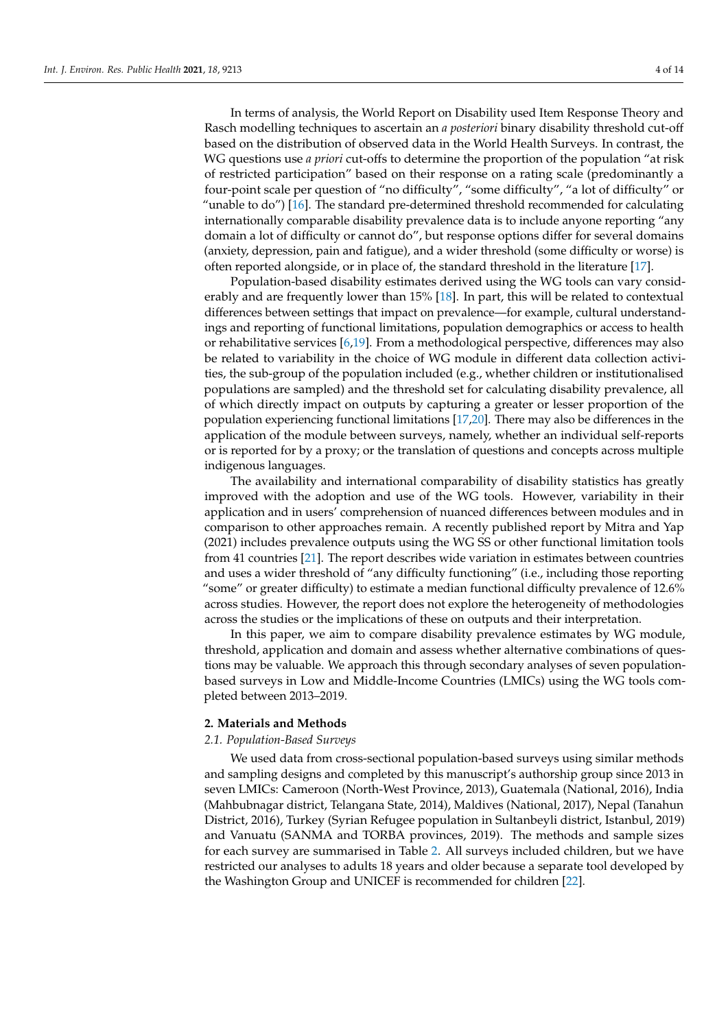In terms of analysis, the World Report on Disability used Item Response Theory and Rasch modelling techniques to ascertain an *a posteriori* binary disability threshold cut-off based on the distribution of observed data in the World Health Surveys. In contrast, the WG questions use *a priori* cut-offs to determine the proportion of the population "at risk of restricted participation" based on their response on a rating scale (predominantly a four-point scale per question of "no difficulty", "some difficulty", "a lot of difficulty" or "unable to do") [16]. The standard pre-determined threshold recommended for calculating internationally comparable disability prevalence data is to include anyone reporting "any domain a lot of difficulty or cannot do", but response options differ for several domains (anxiety, depression, pain and fatigue), and a wider threshold (some difficulty or worse) is often reported alongside, or in place of, the standard threshold in the literature [17].

Population-based disability estimates derived using the WG tools can vary considerably and are frequently lower than 15% [18]. In part, this will be related to contextual differences between settings that impact on prevalence—for example, cultural understandings and reporting of functional limitations, population demographics or access to health or rehabilitative services [6,19]. From a methodological perspective, differences may also be related to variability in the choice of WG module in different data collection activities, the sub-group of the population included (e.g., whether children or institutionalised populations are sampled) and the threshold set for calculating disability prevalence, all of which directly impact on outputs by capturing a greater or lesser proportion of the population experiencing functional limitations [17,20]. There may also be differences in the application of the module between surveys, namely, whether an individual self-reports or is reported for by a proxy; or the translation of questions and concepts across multiple indigenous languages.

The availability and international comparability of disability statistics has greatly improved with the adoption and use of the WG tools. However, variability in their application and in users' comprehension of nuanced differences between modules and in comparison to other approaches remain. A recently published report by Mitra and Yap (2021) includes prevalence outputs using the WG SS or other functional limitation tools from 41 countries [21]. The report describes wide variation in estimates between countries and uses a wider threshold of "any difficulty functioning" (i.e., including those reporting "some" or greater difficulty) to estimate a median functional difficulty prevalence of 12.6% across studies. However, the report does not explore the heterogeneity of methodologies across the studies or the implications of these on outputs and their interpretation.

In this paper, we aim to compare disability prevalence estimates by WG module, threshold, application and domain and assess whether alternative combinations of questions may be valuable. We approach this through secondary analyses of seven population-based surveys in Low and Middle-Income Countries (LMICs) using the WG tools completed between 2013–2019.

## 2. Materials and Methods

### 2.1. Population-Based Surveys

We used data from cross-sectional population-based surveys using similar methods and sampling designs and completed by this manuscript's authorship group since 2013 in seven LMICs: Cameroon (North-West Province, 2013), Guatemala (National, 2016), India (Mahbubnagar district, Telangana State, 2014), Maldives (National, 2017), Nepal (Tanahun District, 2016), Turkey (Syrian Refugee population in Sultanbeyli district, Istanbul, 2019) and Vanuatu (SANMA and TORBA provinces, 2019). The methods and sample sizes for each survey are summarised in Table 2. All surveys included children, but we have restricted our analyses to adults 18 years and older because a separate tool developed by the Washington Group and UNICEF is recommended for children [22].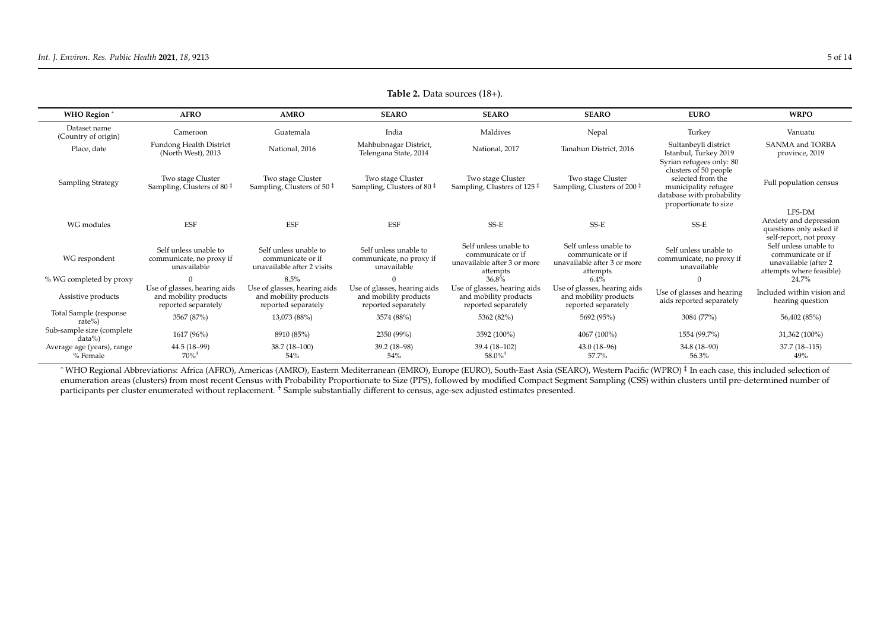**Table 2.** Data sources (18+).

| WHO Region ^ | AFRO | AMRO | SEARO | SEARO | SEARO | EURO | WRPO |
|---|---|---|---|---|---|---|---|
| Dataset name (Country of origin) | Cameroon | Guatemala | India | Maldives | Nepal | Turkey | Vanuatu |
| Place, date | Fundong Health District (North West), 2013 | National, 2016 | Mahbubnagar District, Telengana State, 2014 | National, 2017 | Tanahun District, 2016 | Sultanbeyli district Istanbul, Turkey 2019 | SANMA and TORBA province, 2019 |
| Sampling Strategy | Two stage Cluster Sampling, Clusters of 80 ‡ | Two stage Cluster Sampling, Clusters of 50 ‡ | Two stage Cluster Sampling, Clusters of 80 ‡ | Two stage Cluster Sampling, Clusters of 125 ‡ | Two stage Cluster Sampling, Clusters of 200 ‡ | Syrian refugees only: 80 clusters of 50 people selected from the municipality refugee database with probability proportionate to size | Full population census |
| WG modules | ESF | ESF | ESF | SS-E | SS-E | SS-E | LFS-DM Anxiety and depression questions only asked if self-report, not proxy |
| WG respondent | Self unless unable to communicate, no proxy if unavailable | Self unless unable to communicate or if unavailable after 2 visits | Self unless unable to communicate, no proxy if unavailable | Self unless unable to communicate or if unavailable after 3 or more attempts | Self unless unable to communicate or if unavailable after 3 or more attempts | Self unless unable to communicate, no proxy if unavailable | Self unless unable to communicate or if unavailable (after 2 attempts where feasible) |
| % WG completed by proxy | 0 | 8.5% | 0 | 36.8% | 6.4% | 0 | 24.7% |
| Assistive products | Use of glasses, hearing aids and mobility products reported separately | Use of glasses, hearing aids and mobility products reported separately | Use of glasses, hearing aids and mobility products reported separately | Use of glasses, hearing aids and mobility products reported separately | Use of glasses, hearing aids and mobility products reported separately | Use of glasses and hearing aids reported separately | Included within vision and hearing question |
| Total Sample (response rate%) | 3567 (87%) | 13,073 (88%) | 3574 (88%) | 5362 (82%) | 5692 (95%) | 3084 (77%) | 56,402 (85%) |
| Sub-sample size (complete data%) | 1617 (96%) | 8910 (85%) | 2350 (99%) | 3592 (100%) | 4067 (100%) | 1554 (99.7%) | 31,362 (100%) |
| Average age (years), range | 44.5 (18–99) | 38.7 (18–100) | 39.2 (18–98) | 39.4 (18–102) | 43.0 (18–96) | 34.8 (18–90) | 37.7 (18–115) |
| % Female | 70% † | 54% | 54% | 58.0% † | 57.7% | 56.3% | 49% |

^ WHO Regional Abbreviations: Africa (AFRO), Americas (AMRO), Eastern Mediterranean (EMRO), Europe (EURO), South-East Asia (SEARO), Western Pacific (WPRO) ‡ In each case, this included selection of enumeration areas (clusters) from most recent Census with Probability Proportionate to Size (PPS), followed by modified Compact Segment Sampling (CSS) within clusters until pre-determined number of participants per cluster enumerated without replacement. † Sample substantially different to census, age-sex adjusted estimates presented.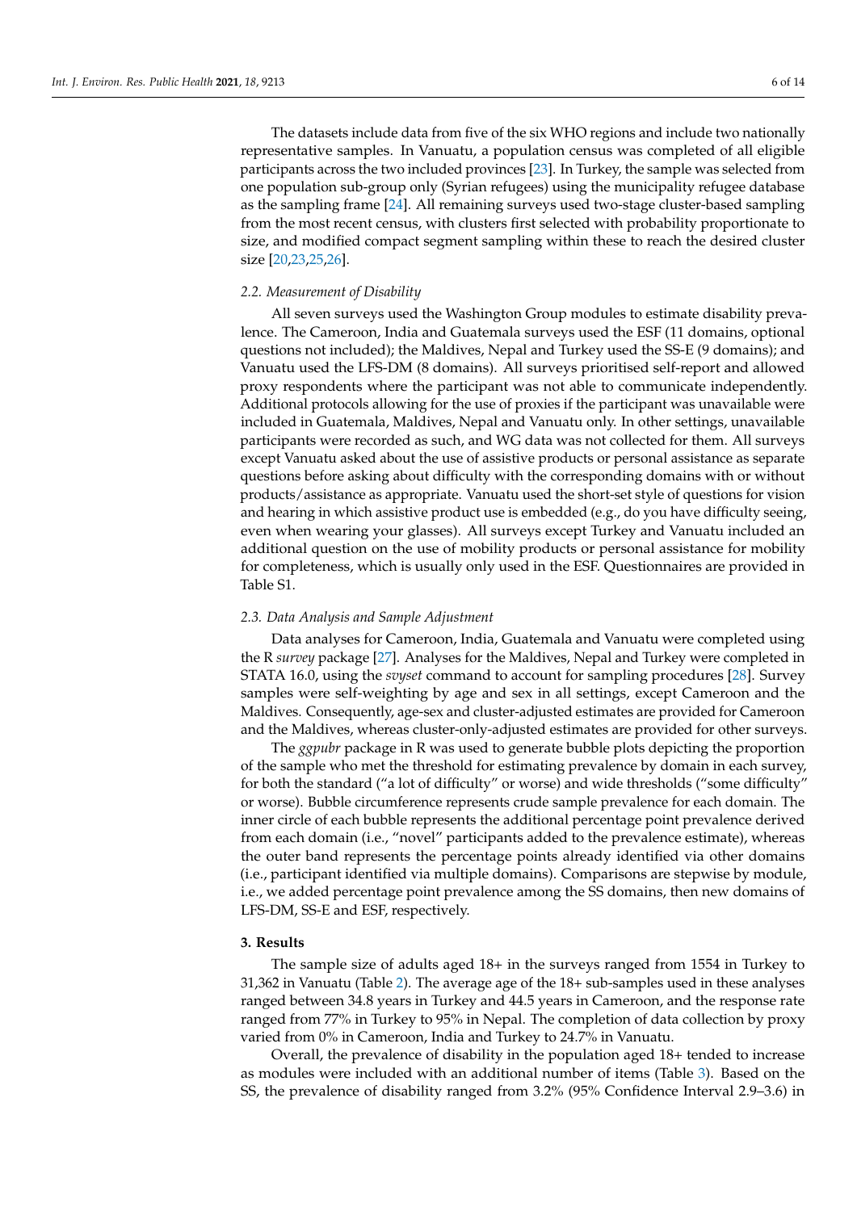The datasets include data from five of the six WHO regions and include two nationally representative samples. In Vanuatu, a population census was completed of all eligible participants across the two included provinces [23]. In Turkey, the sample was selected from one population sub-group only (Syrian refugees) using the municipality refugee database as the sampling frame [24]. All remaining surveys used two-stage cluster-based sampling from the most recent census, with clusters first selected with probability proportionate to size, and modified compact segment sampling within these to reach the desired cluster size [20,23,25,26].

### 2.2. Measurement of Disability

All seven surveys used the Washington Group modules to estimate disability prevalence. The Cameroon, India and Guatemala surveys used the ESF (11 domains, optional questions not included); the Maldives, Nepal and Turkey used the SS-E (9 domains); and Vanuatu used the LFS-DM (8 domains). All surveys prioritised self-report and allowed proxy respondents where the participant was not able to communicate independently. Additional protocols allowing for the use of proxies if the participant was unavailable were included in Guatemala, Maldives, Nepal and Vanuatu only. In other settings, unavailable participants were recorded as such, and WG data was not collected for them. All surveys except Vanuatu asked about the use of assistive products or personal assistance as separate questions before asking about difficulty with the corresponding domains with or without products/assistance as appropriate. Vanuatu used the short-set style of questions for vision and hearing in which assistive product use is embedded (e.g., do you have difficulty seeing, even when wearing your glasses). All surveys except Turkey and Vanuatu included an additional question on the use of mobility products or personal assistance for mobility for completeness, which is usually only used in the ESF. Questionnaires are provided in Table S1.

### 2.3. Data Analysis and Sample Adjustment

Data analyses for Cameroon, India, Guatemala and Vanuatu were completed using the R *survey* package [27]. Analyses for the Maldives, Nepal and Turkey were completed in STATA 16.0, using the *svyset* command to account for sampling procedures [28]. Survey samples were self-weighting by age and sex in all settings, except Cameroon and the Maldives. Consequently, age-sex and cluster-adjusted estimates are provided for Cameroon and the Maldives, whereas cluster-only-adjusted estimates are provided for other surveys.

The *ggpubr* package in R was used to generate bubble plots depicting the proportion of the sample who met the threshold for estimating prevalence by domain in each survey, for both the standard ("a lot of difficulty" or worse) and wide thresholds ("some difficulty" or worse). Bubble circumference represents crude sample prevalence for each domain. The inner circle of each bubble represents the additional percentage point prevalence derived from each domain (i.e., "novel" participants added to the prevalence estimate), whereas the outer band represents the percentage points already identified via other domains (i.e., participant identified via multiple domains). Comparisons are stepwise by module, i.e., we added percentage point prevalence among the SS domains, then new domains of LFS-DM, SS-E and ESF, respectively.

## 3. Results

The sample size of adults aged 18+ in the surveys ranged from 1554 in Turkey to 31,362 in Vanuatu (Table 2). The average age of the 18+ sub-samples used in these analyses ranged between 34.8 years in Turkey and 44.5 years in Cameroon, and the response rate ranged from 77% in Turkey to 95% in Nepal. The completion of data collection by proxy varied from 0% in Cameroon, India and Turkey to 24.7% in Vanuatu.

Overall, the prevalence of disability in the population aged 18+ tended to increase as modules were included with an additional number of items (Table 3). Based on the SS, the prevalence of disability ranged from 3.2% (95% Confidence Interval 2.9–3.6) in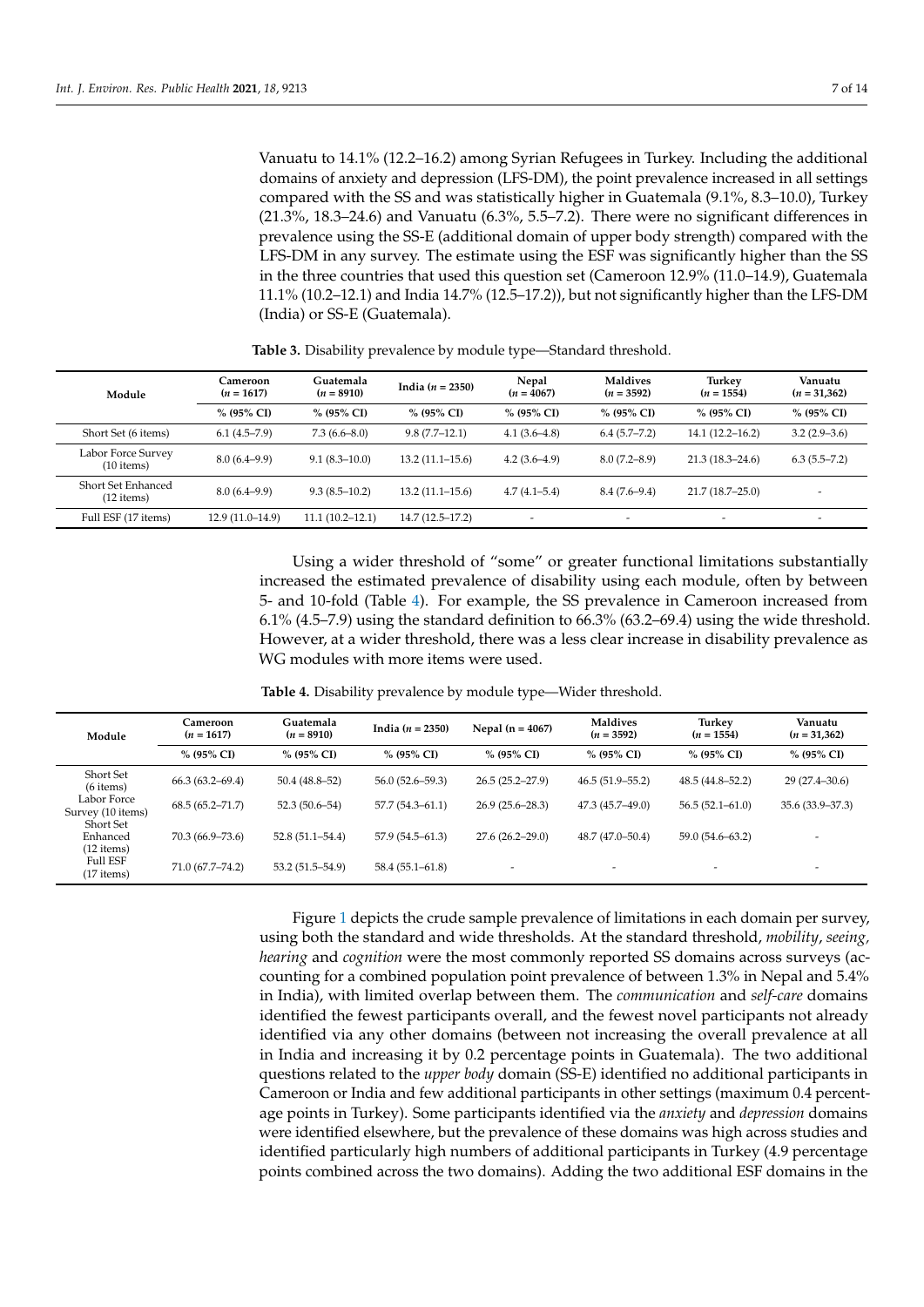Vanuatu to 14.1% (12.2–16.2) among Syrian Refugees in Turkey. Including the additional domains of anxiety and depression (LFS-DM), the point prevalence increased in all settings compared with the SS and was statistically higher in Guatemala (9.1%, 8.3–10.0), Turkey (21.3%, 18.3–24.6) and Vanuatu (6.3%, 5.5–7.2). There were no significant differences in prevalence using the SS-E (additional domain of upper body strength) compared with the LFS-DM in any survey. The estimate using the ESF was significantly higher than the SS in the three countries that used this question set (Cameroon 12.9% (11.0–14.9), Guatemala 11.1% (10.2–12.1) and India 14.7% (12.5–17.2)), but not significantly higher than the LFS-DM (India) or SS-E (Guatemala).

**Table 3.** Disability prevalence by module type—Standard threshold.

| Module | Cameroon ($n$ = 1617) | Guatemala ($n$ = 8910) | India ($n$ = 2350) | Nepal ($n$ = 4067) | Maldives ($n$ = 3592) | Turkey ($n$ = 1554) | Vanuatu ($n$ = 31,362) |
|---|---|---|---|---|---|---|---|
| | % (95% CI) | % (95% CI) | % (95% CI) | % (95% CI) | % (95% CI) | % (95% CI) | % (95% CI) |
| Short Set (6 items) | 6.1 (4.5–7.9) | 7.3 (6.6–8.0) | 9.8 (7.7–12.1) | 4.1 (3.6–4.8) | 6.4 (5.7–7.2) | 14.1 (12.2–16.2) | 3.2 (2.9–3.6) |
| Labor Force Survey (10 items) | 8.0 (6.4–9.9) | 9.1 (8.3–10.0) | 13.2 (11.1–15.6) | 4.2 (3.6–4.9) | 8.0 (7.2–8.9) | 21.3 (18.3–24.6) | 6.3 (5.5–7.2) |
| Short Set Enhanced (12 items) | 8.0 (6.4–9.9) | 9.3 (8.5–10.2) | 13.2 (11.1–15.6) | 4.7 (4.1–5.4) | 8.4 (7.6–9.4) | 21.7 (18.7–25.0) | - |
| Full ESF (17 items) | 12.9 (11.0–14.9) | 11.1 (10.2–12.1) | 14.7 (12.5–17.2) | - | - | - | - |

Using a wider threshold of "some" or greater functional limitations substantially increased the estimated prevalence of disability using each module, often by between 5- and 10-fold (Table 4). For example, the SS prevalence in Cameroon increased from 6.1% (4.5–7.9) using the standard definition to 66.3% (63.2–69.4) using the wide threshold. However, at a wider threshold, there was a less clear increase in disability prevalence as WG modules with more items were used.

**Table 4.** Disability prevalence by module type—Wider threshold.

| Module | Cameroon ($n$ = 1617) | Guatemala ($n$ = 8910) | India ($n$ = 2350) | Nepal (n = 4067) | Maldives ($n$ = 3592) | Turkey ($n$ = 1554) | Vanuatu ($n$ = 31,362) |
|---|---|---|---|---|---|---|---|
| | % (95% CI) | % (95% CI) | % (95% CI) | % (95% CI) | % (95% CI) | % (95% CI) | % (95% CI) |
| Short Set (6 items) | 66.3 (63.2–69.4) | 50.4 (48.8–52) | 56.0 (52.6–59.3) | 26.5 (25.2–27.9) | 46.5 (51.9–55.2) | 48.5 (44.8–52.2) | 29 (27.4–30.6) |
| Labor Force Survey (10 items) | 68.5 (65.2–71.7) | 52.3 (50.6–54) | 57.7 (54.3–61.1) | 26.9 (25.6–28.3) | 47.3 (45.7–49.0) | 56.5 (52.1–61.0) | 35.6 (33.9–37.3) |
| Short Set Enhanced (12 items) | 70.3 (66.9–73.6) | 52.8 (51.1–54.4) | 57.9 (54.5–61.3) | 27.6 (26.2–29.0) | 48.7 (47.0–50.4) | 59.0 (54.6–63.2) | - |
| Full ESF (17 items) | 71.0 (67.7–74.2) | 53.2 (51.5–54.9) | 58.4 (55.1–61.8) | - | - | - | - |

Figure 1 depicts the crude sample prevalence of limitations in each domain per survey, using both the standard and wide thresholds. At the standard threshold, *mobility*, *seeing*, *hearing* and *cognition* were the most commonly reported SS domains across surveys (accounting for a combined population point prevalence of between 1.3% in Nepal and 5.4% in India), with limited overlap between them. The *communication* and *self-care* domains identified the fewest participants overall, and the fewest novel participants not already identified via any other domains (between not increasing the overall prevalence at all in India and increasing it by 0.2 percentage points in Guatemala). The two additional questions related to the *upper body* domain (SS-E) identified no additional participants in Cameroon or India and few additional participants in other settings (maximum 0.4 percentage points in Turkey). Some participants identified via the *anxiety* and *depression* domains were identified elsewhere, but the prevalence of these domains was high across studies and identified particularly high numbers of additional participants in Turkey (4.9 percentage points combined across the two domains). Adding the two additional ESF domains in the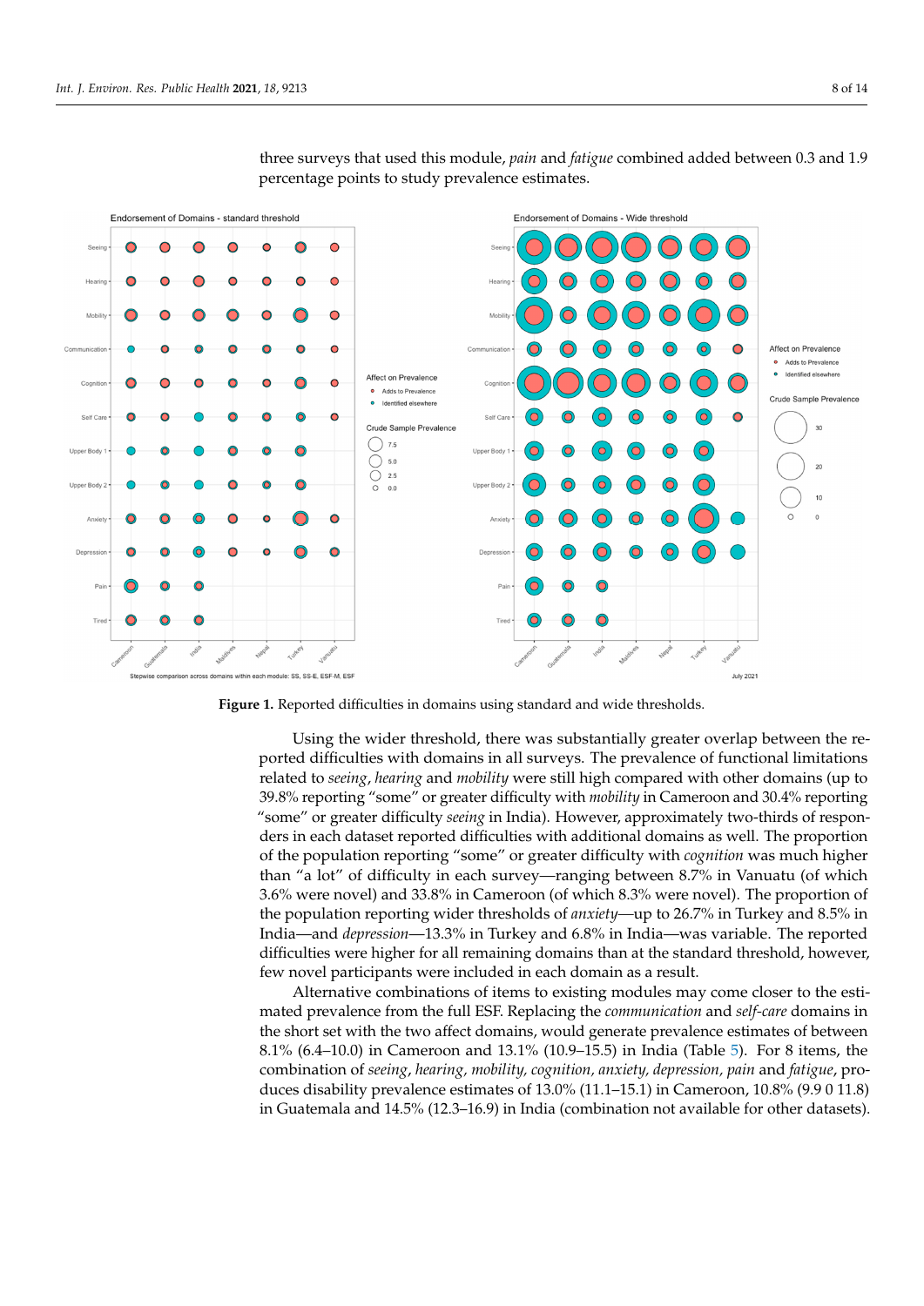three surveys that used this module, *pain* and *fatigue* combined added between 0.3 and 1.9 percentage points to study prevalence estimates.

Endorsement of Domains - standard threshold

Seeing
Hearing
Mobility
Communication
Cognition
Self Care
Upper Body 1
Upper Body 2
Anxiety
Depression
Pain
Tired

Cameroon
Guatemala
India
Maldives
Nepal
Turkey
Vanuatu

Stepwise comparison across domains within each module: SS, SS-E, ESF-M, ESF

Affect on Prevalence
Adds to Prevalence
Identified elsewhere

Crude Sample Prevalence
7.5
5.0
2.5
0.0

Endorsement of Domains - Wide threshold

Seeing
Hearing
Mobility
Communication
Cognition
Self Care
Upper Body 1
Upper Body 2
Anxiety
Depression
Pain
Tired

Cameroon
Guatemala
India
Maldives
Nepal
Turkey
Vanuatu

July 2021

Affect on Prevalence
Adds to Prevalence
Identified elsewhere

Crude Sample Prevalence
30
20
10
0

**Figure 1.** Reported difficulties in domains using standard and wide thresholds.

Using the wider threshold, there was substantially greater overlap between the reported difficulties with domains in all surveys. The prevalence of functional limitations related to *seeing*, *hearing* and *mobility* were still high compared with other domains (up to 39.8% reporting "some" or greater difficulty with *mobility* in Cameroon and 30.4% reporting "some" or greater difficulty *seeing* in India). However, approximately two-thirds of responders in each dataset reported difficulties with additional domains as well. The proportion of the population reporting "some" or greater difficulty with *cognition* was much higher than "a lot" of difficulty in each survey—ranging between 8.7% in Vanuatu (of which 3.6% were novel) and 33.8% in Cameroon (of which 8.3% were novel). The proportion of the population reporting wider thresholds of *anxiety*—up to 26.7% in Turkey and 8.5% in India—and *depression*—13.3% in Turkey and 6.8% in India—was variable. The reported difficulties were higher for all remaining domains than at the standard threshold, however, few novel participants were included in each domain as a result.

Alternative combinations of items to existing modules may come closer to the estimated prevalence from the full ESF. Replacing the *communication* and *self-care* domains in the short set with the two affect domains, would generate prevalence estimates of between 8.1% (6.4–10.0) in Cameroon and 13.1% (10.9–15.5) in India (Table 5). For 8 items, the combination of *seeing*, *hearing*, *mobility*, *cognition*, *anxiety*, *depression*, *pain* and *fatigue*, produces disability prevalence estimates of 13.0% (11.1–15.1) in Cameroon, 10.8% (9.9 0 11.8) in Guatemala and 14.5% (12.3–16.9) in India (combination not available for other datasets).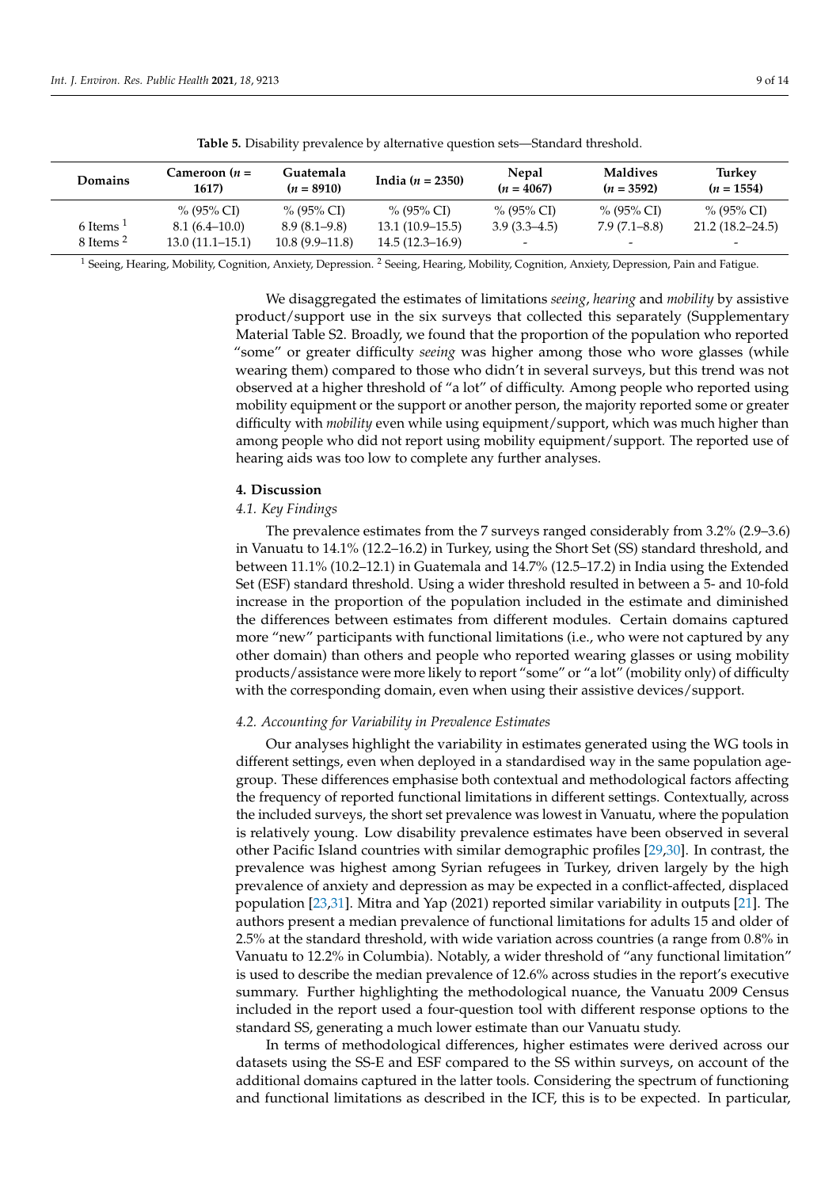**Table 5.** Disability prevalence by alternative question sets—Standard threshold.

| Domains | Cameroon ($n$ = 1617) | Guatemala ($n$ = 8910) | India ($n$ = 2350) | Nepal ($n$ = 4067) | Maldives ($n$ = 3592) | Turkey ($n$ = 1554) |
|---|---|---|---|---|---|---|
| | % (95% CI) | % (95% CI) | % (95% CI) | % (95% CI) | % (95% CI) | % (95% CI) |
| 6 Items [1] | 8.1 (6.4–10.0) | 8.9 (8.1–9.8) | 13.1 (10.9–15.5) | 3.9 (3.3–4.5) | 7.9 (7.1–8.8) | 21.2 (18.2–24.5) |
| 8 Items [2] | 13.0 (11.1–15.1) | 10.8 (9.9–11.8) | 14.5 (12.3–16.9) | - | - | - |

[1] Seeing, Hearing, Mobility, Cognition, Anxiety, Depression. [2] Seeing, Hearing, Mobility, Cognition, Anxiety, Depression, Pain and Fatigue.

We disaggregated the estimates of limitations *seeing*, *hearing* and *mobility* by assistive product/support use in the six surveys that collected this separately (Supplementary Material Table S2. Broadly, we found that the proportion of the population who reported "some" or greater difficulty *seeing* was higher among those who wore glasses (while wearing them) compared to those who didn't in several surveys, but this trend was not observed at a higher threshold of "a lot" of difficulty. Among people who reported using mobility equipment or the support or another person, the majority reported some or greater difficulty with *mobility* even while using equipment/support, which was much higher than among people who did not report using mobility equipment/support. The reported use of hearing aids was too low to complete any further analyses.

## 4. Discussion

### 4.1. Key Findings

The prevalence estimates from the 7 surveys ranged considerably from 3.2% (2.9–3.6) in Vanuatu to 14.1% (12.2–16.2) in Turkey, using the Short Set (SS) standard threshold, and between 11.1% (10.2–12.1) in Guatemala and 14.7% (12.5–17.2) in India using the Extended Set (ESF) standard threshold. Using a wider threshold resulted in between a 5- and 10-fold increase in the proportion of the population included in the estimate and diminished the differences between estimates from different modules. Certain domains captured more "new" participants with functional limitations (i.e., who were not captured by any other domain) than others and people who reported wearing glasses or using mobility products/assistance were more likely to report "some" or "a lot" (mobility only) of difficulty with the corresponding domain, even when using their assistive devices/support.

### 4.2. Accounting for Variability in Prevalence Estimates

Our analyses highlight the variability in estimates generated using the WG tools in different settings, even when deployed in a standardised way in the same population age-group. These differences emphasise both contextual and methodological factors affecting the frequency of reported functional limitations in different settings. Contextually, across the included surveys, the short set prevalence was lowest in Vanuatu, where the population is relatively young. Low disability prevalence estimates have been observed in several other Pacific Island countries with similar demographic profiles [29,30]. In contrast, the prevalence was highest among Syrian refugees in Turkey, driven largely by the high prevalence of anxiety and depression as may be expected in a conflict-affected, displaced population [23,31]. Mitra and Yap (2021) reported similar variability in outputs [21]. The authors present a median prevalence of functional limitations for adults 15 and older of 2.5% at the standard threshold, with wide variation across countries (a range from 0.8% in Vanuatu to 12.2% in Columbia). Notably, a wider threshold of "any functional limitation" is used to describe the median prevalence of 12.6% across studies in the report's executive summary. Further highlighting the methodological nuance, the Vanuatu 2009 Census included in the report used a four-question tool with different response options to the standard SS, generating a much lower estimate than our Vanuatu study.

In terms of methodological differences, higher estimates were derived across our datasets using the SS-E and ESF compared to the SS within surveys, on account of the additional domains captured in the latter tools. Considering the spectrum of functioning and functional limitations as described in the ICF, this is to be expected. In particular,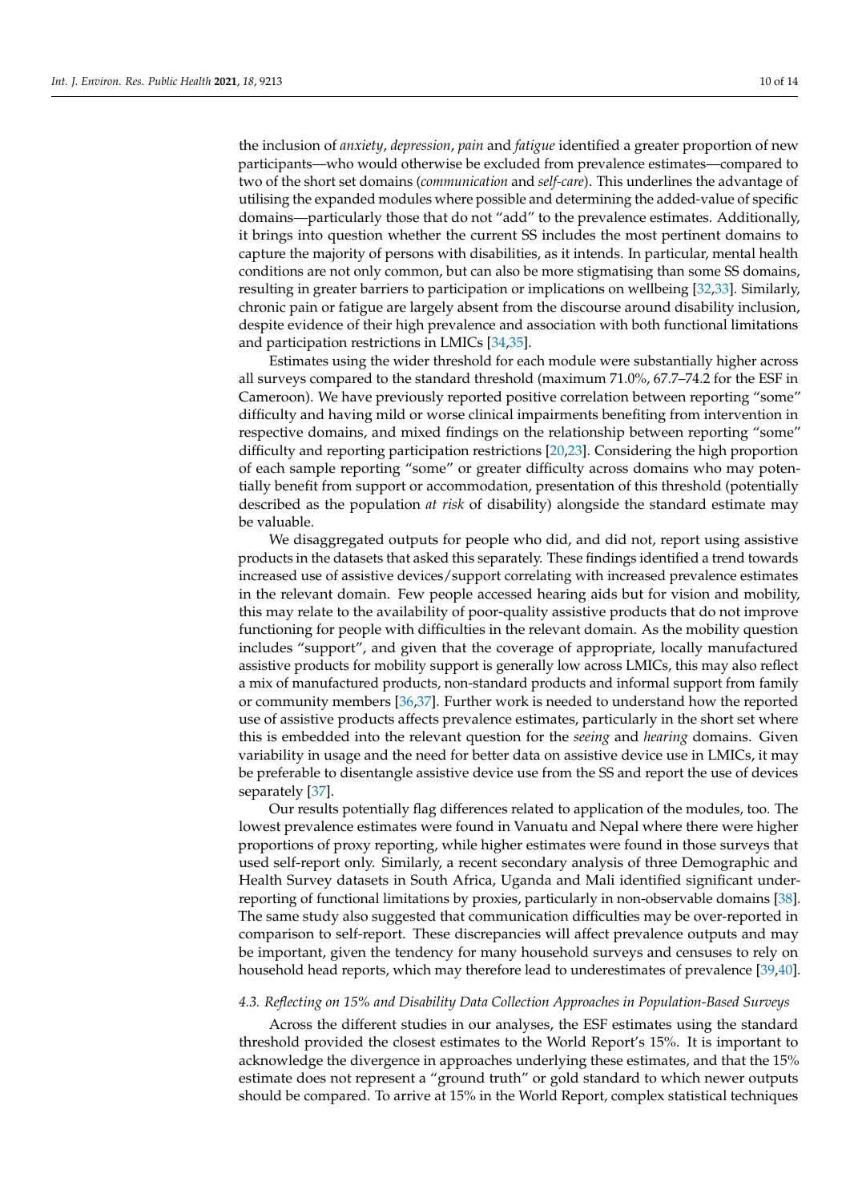the inclusion of *anxiety*, *depression*, *pain* and *fatigue* identified a greater proportion of new participants—who would otherwise be excluded from prevalence estimates—compared to two of the short set domains (*communication* and *self-care*). This underlines the advantage of utilising the expanded modules where possible and determining the added-value of specific domains—particularly those that do not "add" to the prevalence estimates. Additionally, it brings into question whether the current SS includes the most pertinent domains to capture the majority of persons with disabilities, as it intends. In particular, mental health conditions are not only common, but can also be more stigmatising than some SS domains, resulting in greater barriers to participation or implications on wellbeing [32,33]. Similarly, chronic pain or fatigue are largely absent from the discourse around disability inclusion, despite evidence of their high prevalence and association with both functional limitations and participation restrictions in LMICs [34,35].

Estimates using the wider threshold for each module were substantially higher across all surveys compared to the standard threshold (maximum 71.0%, 67.7–74.2 for the ESF in Cameroon). We have previously reported positive correlation between reporting "some" difficulty and having mild or worse clinical impairments benefiting from intervention in respective domains, and mixed findings on the relationship between reporting "some" difficulty and reporting participation restrictions [20,23]. Considering the high proportion of each sample reporting "some" or greater difficulty across domains who may potentially benefit from support or accommodation, presentation of this threshold (potentially described as the population *at risk* of disability) alongside the standard estimate may be valuable.

We disaggregated outputs for people who did, and did not, report using assistive products in the datasets that asked this separately. These findings identified a trend towards increased use of assistive devices/support correlating with increased prevalence estimates in the relevant domain. Few people accessed hearing aids but for vision and mobility, this may relate to the availability of poor-quality assistive products that do not improve functioning for people with difficulties in the relevant domain. As the mobility question includes "support", and given that the coverage of appropriate, locally manufactured assistive products for mobility support is generally low across LMICs, this may also reflect a mix of manufactured products, non-standard products and informal support from family or community members [36,37]. Further work is needed to understand how the reported use of assistive products affects prevalence estimates, particularly in the short set where this is embedded into the relevant question for the *seeing* and *hearing* domains. Given variability in usage and the need for better data on assistive device use in LMICs, it may be preferable to disentangle assistive device use from the SS and report the use of devices separately [37].

Our results potentially flag differences related to application of the modules, too. The lowest prevalence estimates were found in Vanuatu and Nepal where there were higher proportions of proxy reporting, while higher estimates were found in those surveys that used self-report only. Similarly, a recent secondary analysis of three Demographic and Health Survey datasets in South Africa, Uganda and Mali identified significant under-reporting of functional limitations by proxies, particularly in non-observable domains [38]. The same study also suggested that communication difficulties may be over-reported in comparison to self-report. These discrepancies will affect prevalence outputs and may be important, given the tendency for many household surveys and censuses to rely on household head reports, which may therefore lead to underestimates of prevalence [39,40].

### 4.3. Reflecting on 15% and Disability Data Collection Approaches in Population-Based Surveys

Across the different studies in our analyses, the ESF estimates using the standard threshold provided the closest estimates to the World Report's 15%. It is important to acknowledge the divergence in approaches underlying these estimates, and that the 15% estimate does not represent a "ground truth" or gold standard to which newer outputs should be compared. To arrive at 15% in the World Report, complex statistical techniques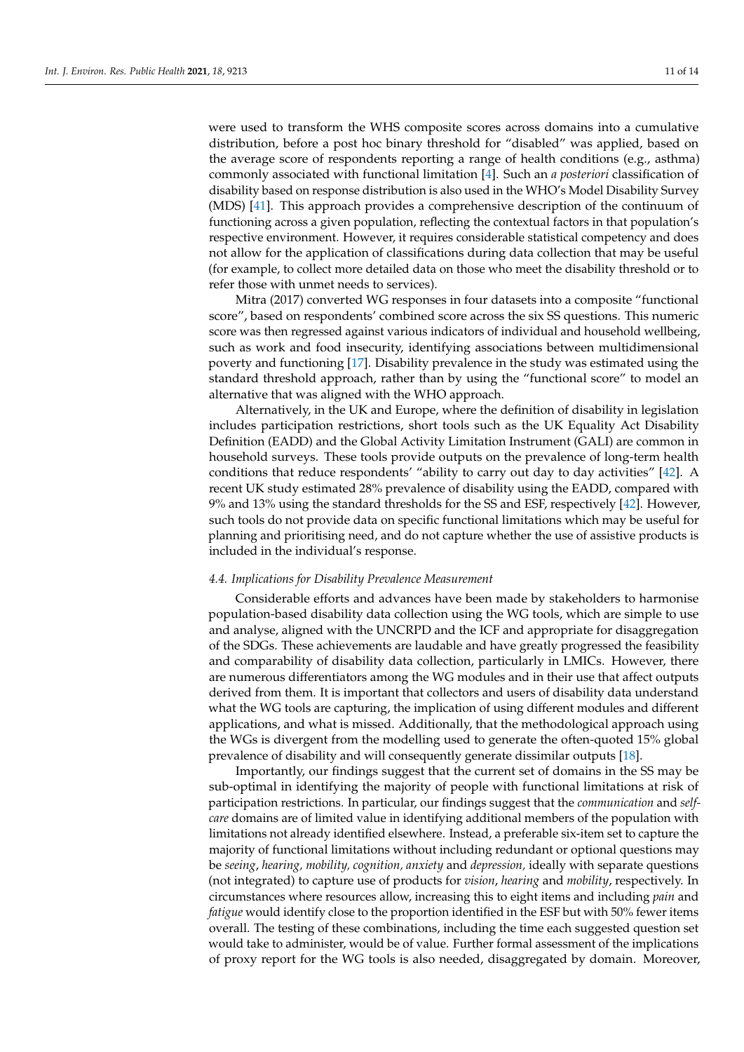were used to transform the WHS composite scores across domains into a cumulative distribution, before a post hoc binary threshold for "disabled" was applied, based on the average score of respondents reporting a range of health conditions (e.g., asthma) commonly associated with functional limitation [4]. Such an *a posteriori* classification of disability based on response distribution is also used in the WHO's Model Disability Survey (MDS) [41]. This approach provides a comprehensive description of the continuum of functioning across a given population, reflecting the contextual factors in that population's respective environment. However, it requires considerable statistical competency and does not allow for the application of classifications during data collection that may be useful (for example, to collect more detailed data on those who meet the disability threshold or to refer those with unmet needs to services).

Mitra (2017) converted WG responses in four datasets into a composite "functional score", based on respondents' combined score across the six SS questions. This numeric score was then regressed against various indicators of individual and household wellbeing, such as work and food insecurity, identifying associations between multidimensional poverty and functioning [17]. Disability prevalence in the study was estimated using the standard threshold approach, rather than by using the "functional score" to model an alternative that was aligned with the WHO approach.

Alternatively, in the UK and Europe, where the definition of disability in legislation includes participation restrictions, short tools such as the UK Equality Act Disability Definition (EADD) and the Global Activity Limitation Instrument (GALI) are common in household surveys. These tools provide outputs on the prevalence of long-term health conditions that reduce respondents' "ability to carry out day to day activities" [42]. A recent UK study estimated 28% prevalence of disability using the EADD, compared with 9% and 13% using the standard thresholds for the SS and ESF, respectively [42]. However, such tools do not provide data on specific functional limitations which may be useful for planning and prioritising need, and do not capture whether the use of assistive products is included in the individual's response.

### 4.4. Implications for Disability Prevalence Measurement

Considerable efforts and advances have been made by stakeholders to harmonise population-based disability data collection using the WG tools, which are simple to use and analyse, aligned with the UNCRPD and the ICF and appropriate for disaggregation of the SDGs. These achievements are laudable and have greatly progressed the feasibility and comparability of disability data collection, particularly in LMICs. However, there are numerous differentiators among the WG modules and in their use that affect outputs derived from them. It is important that collectors and users of disability data understand what the WG tools are capturing, the implication of using different modules and different applications, and what is missed. Additionally, that the methodological approach using the WGs is divergent from the modelling used to generate the often-quoted 15% global prevalence of disability and will consequently generate dissimilar outputs [18].

Importantly, our findings suggest that the current set of domains in the SS may be sub-optimal in identifying the majority of people with functional limitations at risk of participation restrictions. In particular, our findings suggest that the *communication* and *self-care* domains are of limited value in identifying additional members of the population with limitations not already identified elsewhere. Instead, a preferable six-item set to capture the majority of functional limitations without including redundant or optional questions may be *seeing*, *hearing, mobility, cognition, anxiety* and *depression,* ideally with separate questions (not integrated) to capture use of products for *vision*, *hearing* and *mobility*, respectively. In circumstances where resources allow, increasing this to eight items and including *pain* and *fatigue* would identify close to the proportion identified in the ESF but with 50% fewer items overall. The testing of these combinations, including the time each suggested question set would take to administer, would be of value. Further formal assessment of the implications of proxy report for the WG tools is also needed, disaggregated by domain. Moreover,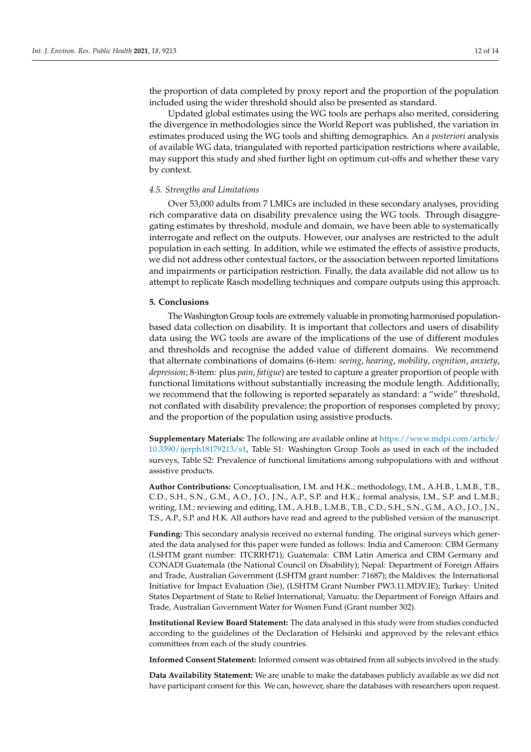the proportion of data completed by proxy report and the proportion of the population included using the wider threshold should also be presented as standard.

Updated global estimates using the WG tools are perhaps also merited, considering the divergence in methodologies since the World Report was published, the variation in estimates produced using the WG tools and shifting demographics. An *a posteriori* analysis of available WG data, triangulated with reported participation restrictions where available, may support this study and shed further light on optimum cut-offs and whether these vary by context.

### 4.5. Strengths and Limitations

Over 53,000 adults from 7 LMICs are included in these secondary analyses, providing rich comparative data on disability prevalence using the WG tools. Through disaggregating estimates by threshold, module and domain, we have been able to systematically interrogate and reflect on the outputs. However, our analyses are restricted to the adult population in each setting. In addition, while we estimated the effects of assistive products, we did not address other contextual factors, or the association between reported limitations and impairments or participation restriction. Finally, the data available did not allow us to attempt to replicate Rasch modelling techniques and compare outputs using this approach.

## 5. Conclusions

The Washington Group tools are extremely valuable in promoting harmonised population-based data collection on disability. It is important that collectors and users of disability data using the WG tools are aware of the implications of the use of different modules and thresholds and recognise the added value of different domains. We recommend that alternate combinations of domains (6-item: *seeing*, *hearing*, *mobility*, *cognition*, *anxiety*, *depression*; 8-item: plus *pain*, *fatigue*) are tested to capture a greater proportion of people with functional limitations without substantially increasing the module length. Additionally, we recommend that the following is reported separately as standard: a "wide" threshold, not conflated with disability prevalence; the proportion of responses completed by proxy; and the proportion of the population using assistive products.

**Supplementary Materials:** The following are available online at https://www.mdpi.com/article/10.3390/ijerph18179213/s1, Table S1: Washington Group Tools as used in each of the included surveys, Table S2: Prevalence of functional limitations among subpopulations with and without assistive products.

**Author Contributions:** Conceptualisation, I.M. and H.K.; methodology, I.M., A.H.B., L.M.B., T.B., C.D., S.H., S.N., G.M., A.O., J.O., J.N., A.P., S.P. and H.K.; formal analysis, I.M., S.P. and L.M.B.; writing, I.M.; reviewing and editing, I.M., A.H.B., L.M.B., T.B., C.D., S.H., S.N., G.M., A.O., J.O., J.N., T.S., A.P., S.P. and H.K. All authors have read and agreed to the published version of the manuscript.

**Funding:** This secondary analysis received no external funding. The original surveys which generated the data analysed for this paper were funded as follows: India and Cameroon: CBM Germany (LSHTM grant number: ITCRRH71); Guatemala: CBM Latin America and CBM Germany and CONADI Guatemala (the National Council on Disability); Nepal: Department of Foreign Affairs and Trade, Australian Government (LSHTM grant number: 71687); the Maldives: the International Initiative for Impact Evaluation (3ie), (LSHTM Grant Number PW3.11.MDV.IE); Turkey: United States Department of State to Relief International; Vanuatu: the Department of Foreign Affairs and Trade, Australian Government Water for Women Fund (Grant number 302).

**Institutional Review Board Statement:** The data analysed in this study were from studies conducted according to the guidelines of the Declaration of Helsinki and approved by the relevant ethics committees from each of the study countries.

**Informed Consent Statement:** Informed consent was obtained from all subjects involved in the study.

**Data Availability Statement:** We are unable to make the databases publicly available as we did not have participant consent for this. We can, however, share the databases with researchers upon request.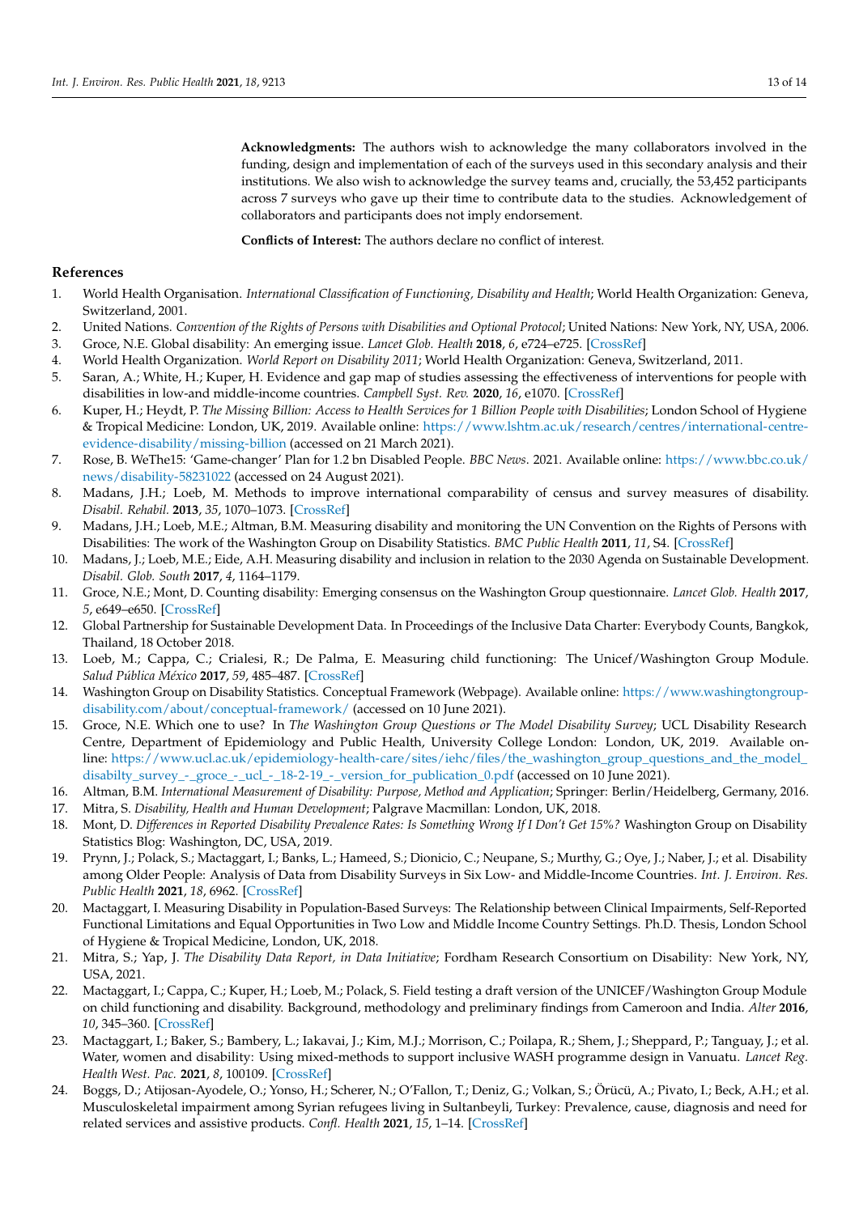**Acknowledgments:** The authors wish to acknowledge the many collaborators involved in the funding, design and implementation of each of the surveys used in this secondary analysis and their institutions. We also wish to acknowledge the survey teams and, crucially, the 53,452 participants across 7 surveys who gave up their time to contribute data to the studies. Acknowledgement of collaborators and participants does not imply endorsement.

**Conflicts of Interest:** The authors declare no conflict of interest.

## References

1. World Health Organisation. *International Classification of Functioning, Disability and Health*; World Health Organization: Geneva, Switzerland, 2001.
2. United Nations. *Convention of the Rights of Persons with Disabilities and Optional Protocol*; United Nations: New York, NY, USA, 2006.
3. Groce, N.E. Global disability: An emerging issue. *Lancet Glob. Health* **2018**, *6*, e724–e725. [CrossRef]
4. World Health Organization. *World Report on Disability 2011*; World Health Organization: Geneva, Switzerland, 2011.
5. Saran, A.; White, H.; Kuper, H. Evidence and gap map of studies assessing the effectiveness of interventions for people with disabilities in low-and middle-income countries. *Campbell Syst. Rev.* **2020**, *16*, e1070. [CrossRef]
6. Kuper, H.; Heydt, P. *The Missing Billion: Access to Health Services for 1 Billion People with Disabilities*; London School of Hygiene & Tropical Medicine: London, UK, 2019. Available online: https://www.lshtm.ac.uk/research/centres/international-centre-evidence-disability/missing-billion (accessed on 21 March 2021).
7. Rose, B. WeThe15: 'Game-changer' Plan for 1.2 bn Disabled People. *BBC News*. 2021. Available online: https://www.bbc.co.uk/news/disability-58231022 (accessed on 24 August 2021).
8. Madans, J.H.; Loeb, M. Methods to improve international comparability of census and survey measures of disability. *Disabil. Rehabil.* **2013**, *35*, 1070–1073. [CrossRef]
9. Madans, J.H.; Loeb, M.E.; Altman, B.M. Measuring disability and monitoring the UN Convention on the Rights of Persons with Disabilities: The work of the Washington Group on Disability Statistics. *BMC Public Health* **2011**, *11*, S4. [CrossRef]
10. Madans, J.; Loeb, M.E.; Eide, A.H. Measuring disability and inclusion in relation to the 2030 Agenda on Sustainable Development. *Disabil. Glob. South* **2017**, *4*, 1164–1179.
11. Groce, N.E.; Mont, D. Counting disability: Emerging consensus on the Washington Group questionnaire. *Lancet Glob. Health* **2017**, *5*, e649–e650. [CrossRef]
12. Global Partnership for Sustainable Development Data. In Proceedings of the Inclusive Data Charter: Everybody Counts, Bangkok, Thailand, 18 October 2018.
13. Loeb, M.; Cappa, C.; Crialesi, R.; De Palma, E. Measuring child functioning: The Unicef/Washington Group Module. *Salud Pública México* **2017**, *59*, 485–487. [CrossRef]
14. Washington Group on Disability Statistics. Conceptual Framework (Webpage). Available online: https://www.washingtongroup-disability.com/about/conceptual-framework/ (accessed on 10 June 2021).
15. Groce, N.E. Which one to use? In *The Washington Group Questions or The Model Disability Survey*; UCL Disability Research Centre, Department of Epidemiology and Public Health, University College London: London, UK, 2019. Available online: https://www.ucl.ac.uk/epidemiology-health-care/sites/iehc/files/the_washington_group_questions_and_the_model_disabilty_survey_-_groce_-_ucl_-_18-2-19_-_version_for_publication_0.pdf (accessed on 10 June 2021).
16. Altman, B.M. *International Measurement of Disability: Purpose, Method and Application*; Springer: Berlin/Heidelberg, Germany, 2016.
17. Mitra, S. *Disability, Health and Human Development*; Palgrave Macmillan: London, UK, 2018.
18. Mont, D. *Differences in Reported Disability Prevalence Rates: Is Something Wrong If I Don't Get 15%?* Washington Group on Disability Statistics Blog: Washington, DC, USA, 2019.
19. Prynn, J.; Polack, S.; Mactaggart, I.; Banks, L.; Hameed, S.; Dionicio, C.; Neupane, S.; Murthy, G.; Oye, J.; Naber, J.; et al. Disability among Older People: Analysis of Data from Disability Surveys in Six Low- and Middle-Income Countries. *Int. J. Environ. Res. Public Health* **2021**, *18*, 6962. [CrossRef]
20. Mactaggart, I. Measuring Disability in Population-Based Surveys: The Relationship between Clinical Impairments, Self-Reported Functional Limitations and Equal Opportunities in Two Low and Middle Income Country Settings. Ph.D. Thesis, London School of Hygiene & Tropical Medicine, London, UK, 2018.
21. Mitra, S.; Yap, J. *The Disability Data Report, in Data Initiative*; Fordham Research Consortium on Disability: New York, NY, USA, 2021.
22. Mactaggart, I.; Cappa, C.; Kuper, H.; Loeb, M.; Polack, S. Field testing a draft version of the UNICEF/Washington Group Module on child functioning and disability. Background, methodology and preliminary findings from Cameroon and India. *Alter* **2016**, *10*, 345–360. [CrossRef]
23. Mactaggart, I.; Baker, S.; Bambery, L.; Iakavai, J.; Kim, M.J.; Morrison, C.; Poilapa, R.; Shem, J.; Sheppard, P.; Tanguay, J.; et al. Water, women and disability: Using mixed-methods to support inclusive WASH programme design in Vanuatu. *Lancet Reg. Health West. Pac.* **2021**, *8*, 100109. [CrossRef]
24. Boggs, D.; Atijosan-Ayodele, O.; Yonso, H.; Scherer, N.; O'Fallon, T.; Deniz, G.; Volkan, S.; Örücü, A.; Pivato, I.; Beck, A.H.; et al. Musculoskeletal impairment among Syrian refugees living in Sultanbeyli, Turkey: Prevalence, cause, diagnosis and need for related services and assistive products. *Confl. Health* **2021**, *15*, 1–14. [CrossRef]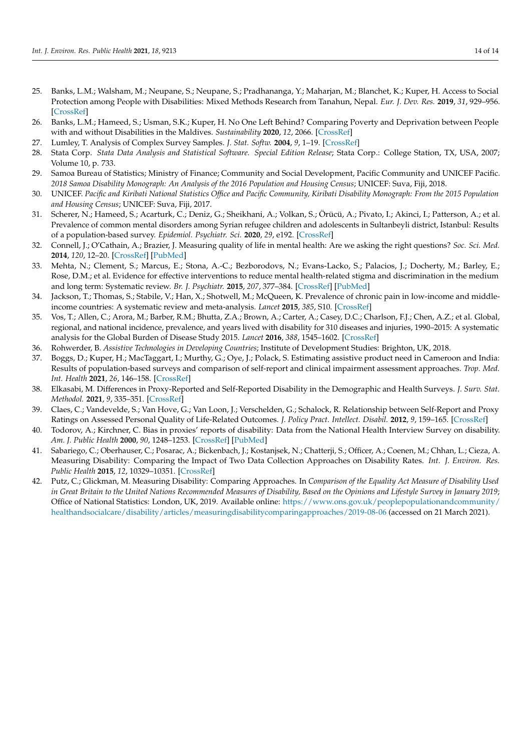25. Banks, L.M.; Walsham, M.; Neupane, S.; Neupane, S.; Pradhananga, Y.; Maharjan, M.; Blanchet, K.; Kuper, H. Access to Social Protection among People with Disabilities: Mixed Methods Research from Tanahun, Nepal. *Eur. J. Dev. Res.* **2019**, *31*, 929–956. [CrossRef]
26. Banks, L.M.; Hameed, S.; Usman, S.K.; Kuper, H. No One Left Behind? Comparing Poverty and Deprivation between People with and without Disabilities in the Maldives. *Sustainability* **2020**, *12*, 2066. [CrossRef]
27. Lumley, T. Analysis of Complex Survey Samples. *J. Stat. Softw.* **2004**, *9*, 1–19. [CrossRef]
28. Stata Corp. *Stata Data Analysis and Statistical Software. Special Edition Release*; Stata Corp.: College Station, TX, USA, 2007; Volume 10, p. 733.
29. Samoa Bureau of Statistics; Ministry of Finance; Community and Social Development, Pacific Community and UNICEF Pacific. *2018 Samoa Disability Monograph: An Analysis of the 2016 Population and Housing Census*; UNICEF: Suva, Fiji, 2018.
30. UNICEF. *Pacific and Kiribati National Statistics Office and Pacific Community, Kiribati Disability Monograph: From the 2015 Population and Housing Census*; UNICEF: Suva, Fiji, 2017.
31. Scherer, N.; Hameed, S.; Acarturk, C.; Deniz, G.; Sheikhani, A.; Volkan, S.; Örücü, A.; Pivato, I.; Akinci, I.; Patterson, A.; et al. Prevalence of common mental disorders among Syrian refugee children and adolescents in Sultanbeyli district, Istanbul: Results of a population-based survey. *Epidemiol. Psychiatr. Sci.* **2020**, *29*, e192. [CrossRef]
32. Connell, J.; O'Cathain, A.; Brazier, J. Measuring quality of life in mental health: Are we asking the right questions? *Soc. Sci. Med.* **2014**, *120*, 12–20. [CrossRef] [PubMed]
33. Mehta, N.; Clement, S.; Marcus, E.; Stona, A.-C.; Bezborodovs, N.; Evans-Lacko, S.; Palacios, J.; Docherty, M.; Barley, E.; Rose, D.M.; et al. Evidence for effective interventions to reduce mental health-related stigma and discrimination in the medium and long term: Systematic review. *Br. J. Psychiatr.* **2015**, *207*, 377–384. [CrossRef] [PubMed]
34. Jackson, T.; Thomas, S.; Stabile, V.; Han, X.; Shotwell, M.; McQueen, K. Prevalence of chronic pain in low-income and middle-income countries: A systematic review and meta-analysis. *Lancet* **2015**, *385*, S10. [CrossRef]
35. Vos, T.; Allen, C.; Arora, M.; Barber, R.M.; Bhutta, Z.A.; Brown, A.; Carter, A.; Casey, D.C.; Charlson, F.J.; Chen, A.Z.; et al. Global, regional, and national incidence, prevalence, and years lived with disability for 310 diseases and injuries, 1990–2015: A systematic analysis for the Global Burden of Disease Study 2015. *Lancet* **2016**, *388*, 1545–1602. [CrossRef]
36. Rohwerder, B. *Assistive Technologies in Developing Countries*; Institute of Development Studies: Brighton, UK, 2018.
37. Boggs, D.; Kuper, H.; MacTaggart, I.; Murthy, G.; Oye, J.; Polack, S. Estimating assistive product need in Cameroon and India: Results of population-based surveys and comparison of self-report and clinical impairment assessment approaches. *Trop. Med. Int. Health* **2021**, *26*, 146–158. [CrossRef]
38. Elkasabi, M. Differences in Proxy-Reported and Self-Reported Disability in the Demographic and Health Surveys. *J. Surv. Stat. Methodol.* **2021**, *9*, 335–351. [CrossRef]
39. Claes, C.; Vandevelde, S.; Van Hove, G.; Van Loon, J.; Verschelden, G.; Schalock, R. Relationship between Self-Report and Proxy Ratings on Assessed Personal Quality of Life-Related Outcomes. *J. Policy Pract. Intellect. Disabil.* **2012**, *9*, 159–165. [CrossRef]
40. Todorov, A.; Kirchner, C. Bias in proxies' reports of disability: Data from the National Health Interview Survey on disability. *Am. J. Public Health* **2000**, *90*, 1248–1253. [CrossRef] [PubMed]
41. Sabariego, C.; Oberhauser, C.; Posarac, A.; Bickenbach, J.; Kostanjsek, N.; Chatterji, S.; Officer, A.; Coenen, M.; Chhan, L.; Cieza, A. Measuring Disability: Comparing the Impact of Two Data Collection Approaches on Disability Rates. *Int. J. Environ. Res. Public Health* **2015**, *12*, 10329–10351. [CrossRef]
42. Putz, C.; Glickman, M. Measuring Disability: Comparing Approaches. In *Comparison of the Equality Act Measure of Disability Used in Great Britain to the United Nations Recommended Measures of Disability, Based on the Opinions and Lifestyle Survey in January 2019*; Office of National Statistics: London, UK, 2019. Available online: https://www.ons.gov.uk/peoplepopulationandcommunity/healthandsocialcare/disability/articles/measuringdisabilitycomparingapproaches/2019-08-06 (accessed on 21 March 2021).